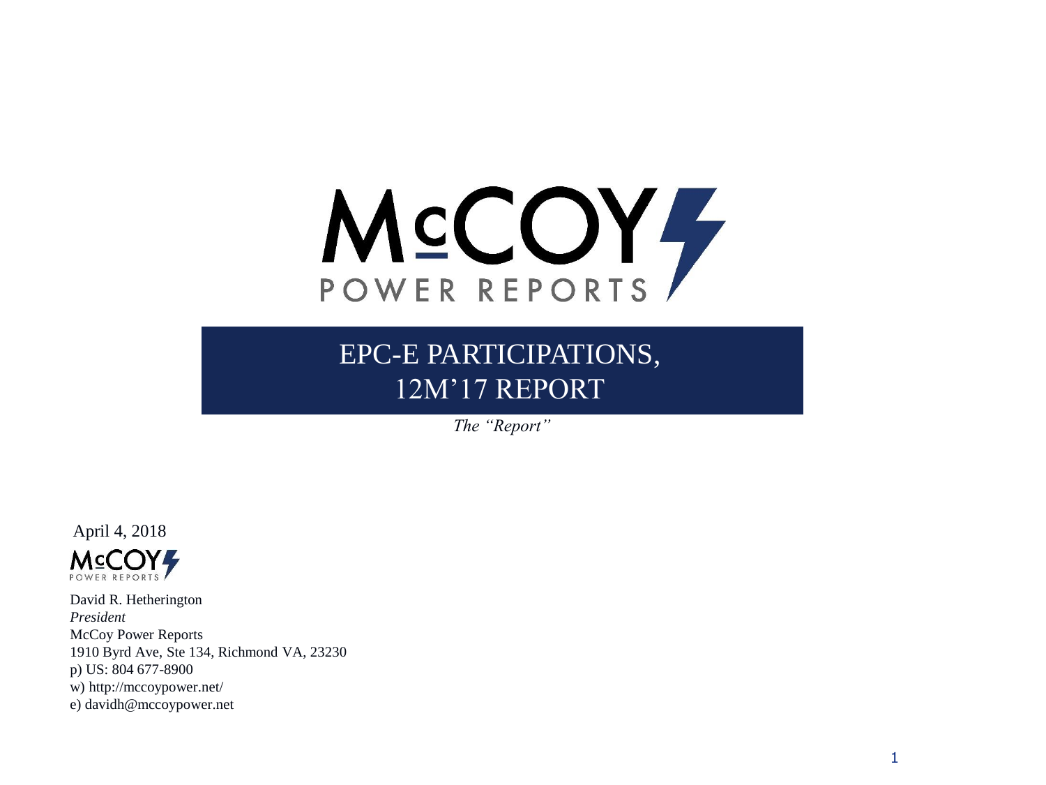# EPC-E PARTICIPATIONS, 12M'17 REPORT

*The "Report"*

April 4, 2018

David R. Hetherington
*President*
McCoy Power Reports
1910 Byrd Ave, Ste 134, Richmond VA, 23230
p) US: 804 677-8900
w) http://mccoypower.net/
e) davidh@mccoypower.net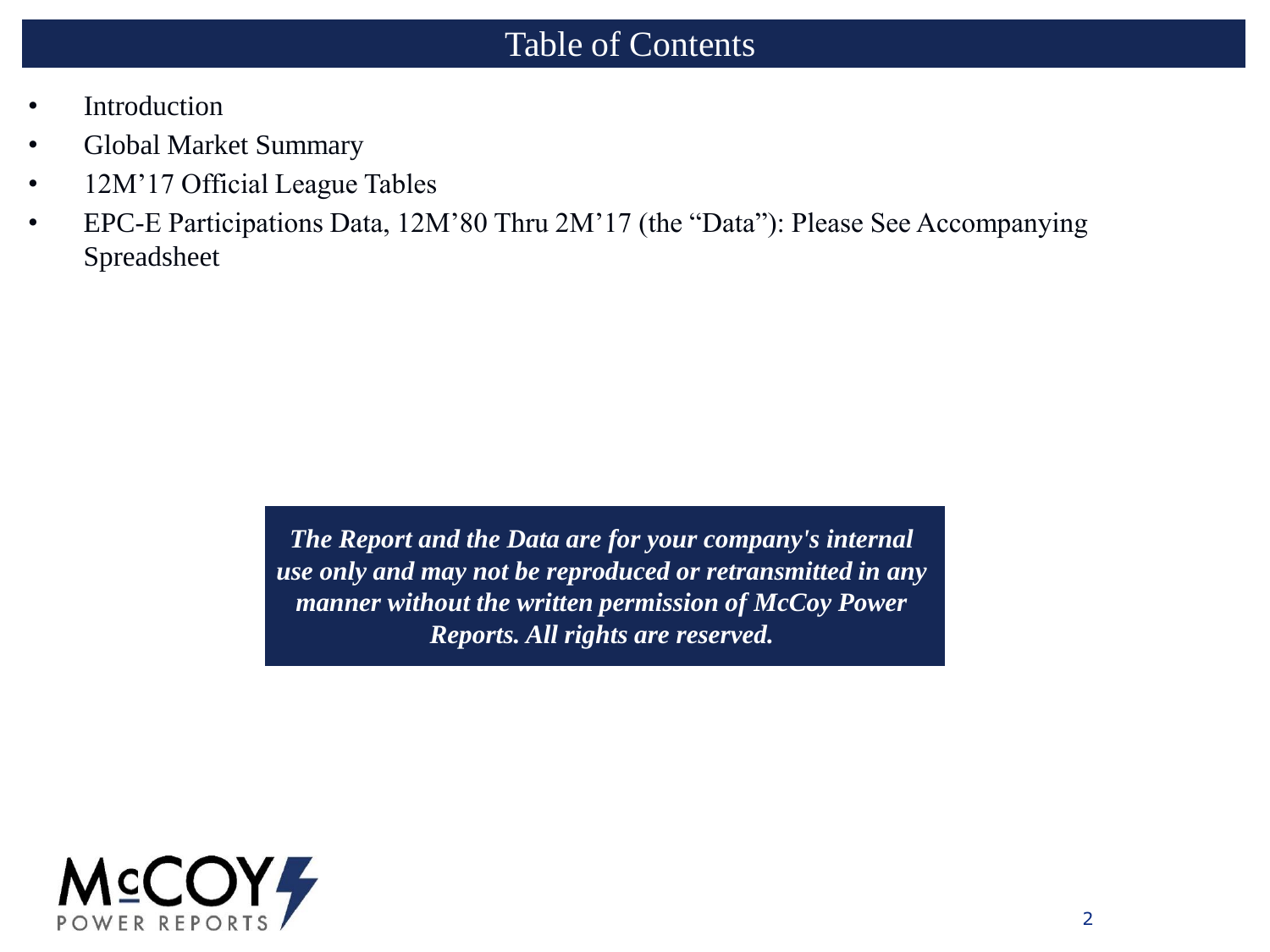# Table of Contents

- Introduction
- Global Market Summary
- 12M'17 Official League Tables
- EPC-E Participations Data, 12M'80 Thru 2M'17 (the "Data"): Please See Accompanying Spreadsheet

***The Report and the Data are for your company's internal use only and may not be reproduced or retransmitted in any manner without the written permission of McCoy Power Reports. All rights are reserved.***

McCOY POWER REPORTS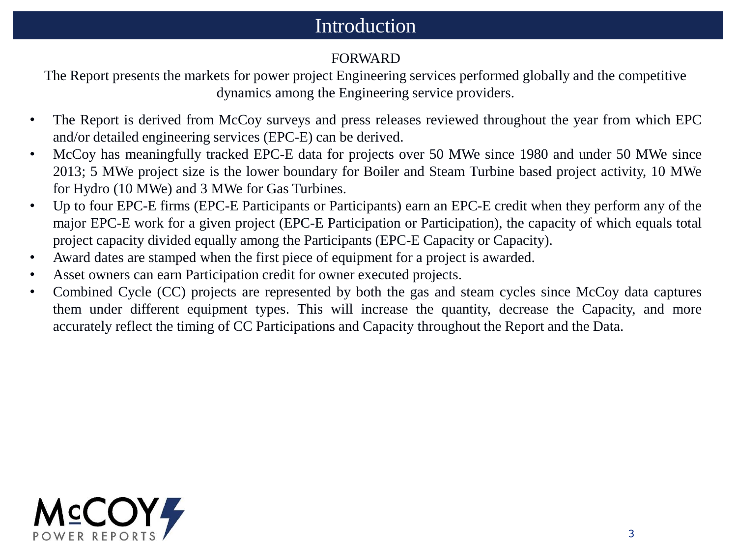# Introduction

FORWARD

The Report presents the markets for power project Engineering services performed globally and the competitive dynamics among the Engineering service providers.

- The Report is derived from McCoy surveys and press releases reviewed throughout the year from which EPC and/or detailed engineering services (EPC-E) can be derived.
- McCoy has meaningfully tracked EPC-E data for projects over 50 MWe since 1980 and under 50 MWe since 2013; 5 MWe project size is the lower boundary for Boiler and Steam Turbine based project activity, 10 MWe for Hydro (10 MWe) and 3 MWe for Gas Turbines.
- Up to four EPC-E firms (EPC-E Participants or Participants) earn an EPC-E credit when they perform any of the major EPC-E work for a given project (EPC-E Participation or Participation), the capacity of which equals total project capacity divided equally among the Participants (EPC-E Capacity or Capacity).
- Award dates are stamped when the first piece of equipment for a project is awarded.
- Asset owners can earn Participation credit for owner executed projects.
- Combined Cycle (CC) projects are represented by both the gas and steam cycles since McCoy data captures them under different equipment types. This will increase the quantity, decrease the Capacity, and more accurately reflect the timing of CC Participations and Capacity throughout the Report and the Data.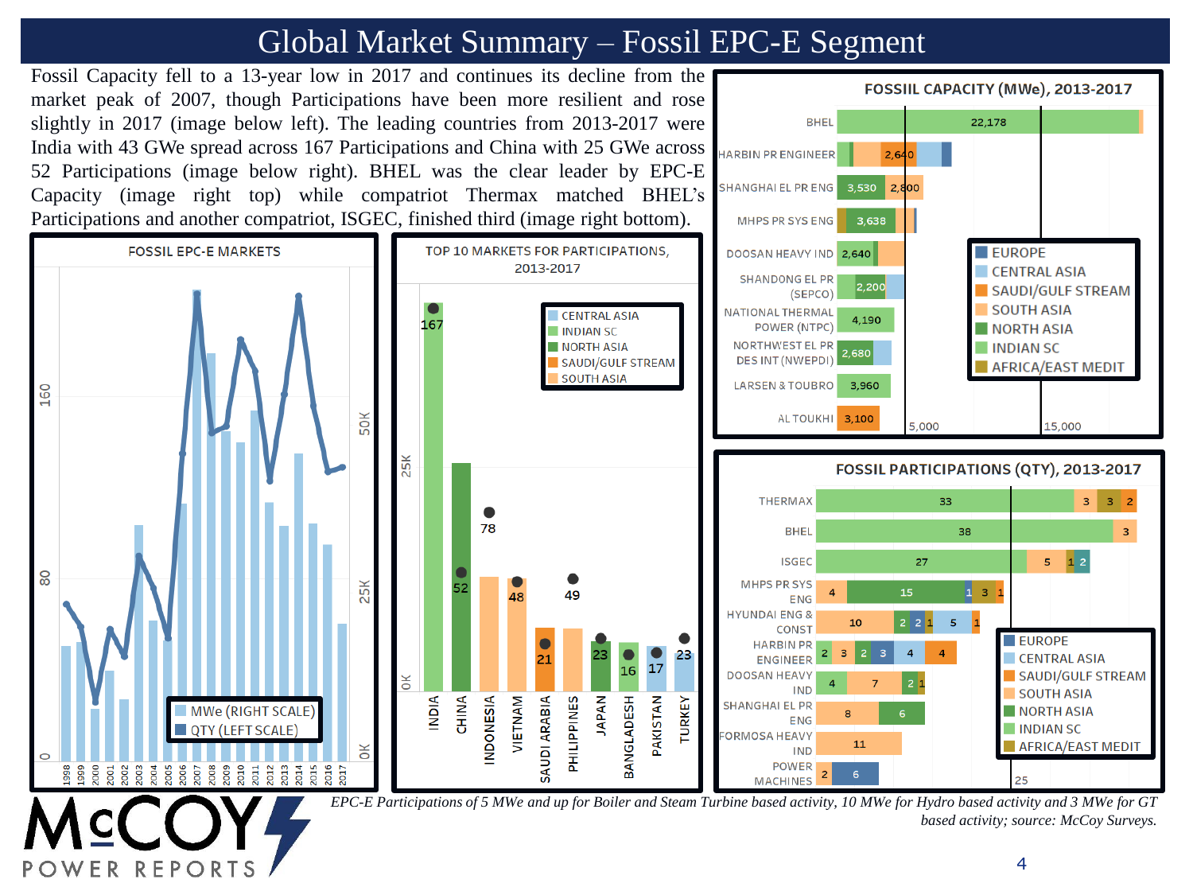# Global Market Summary – Fossil EPC-E Segment

Fossil Capacity fell to a 13-year low in 2017 and continues its decline from the market peak of 2007, though Participations have been more resilient and rose slightly in 2017 (image below left). The leading countries from 2013-2017 were India with 43 GWe spread across 167 Participations and China with 25 GWe across 52 Participations (image below right). BHEL was the clear leader by EPC-E Capacity (image right top) while compatriot Thermax matched BHEL's Participations and another compatriot, ISGEC, finished third (image right bottom).

**FOSSIL EPC-E MARKETS**

**TOP 10 MARKETS FOR PARTICIPATIONS, 2013-2017**

| Market | Participations |
|---|---|
| INDIA | 167 |
| CHINA | 52 |
| INDONESIA | 78 |
| VIETNAM | 48 |
| SAUDI ARABIA | 21 |
| PHILIPPINES | 49 |
| JAPAN | 23 |
| BANGLADESH | 16 |
| PAKISTAN | 17 |
| TURKEY | 23 |

**FOSSIL CAPACITY (MWe), 2013-2017**

| Company | Labeled values |
|---|---|
| BHEL | 22,178 |
| HARBIN PR ENGINEER | 2,640 |
| SHANGHAI EL PR ENG | 3,530; 2,800 |
| MHPS PR SYS ENG | 3,638 |
| DOOSAN HEAVY IND | 2,640 |
| SHANDONG EL PR (SEPCO) | 2,200 |
| NATIONAL THERMAL POWER (NTPC) | 4,190 |
| NORTHWEST EL PR DES INT (NWEPDI) | 2,680 |
| LARSEN & TOUBRO | 3,960 |
| AL TOUKHI | 3,100 |

**FOSSIL PARTICIPATIONS (QTY), 2013-2017**

| Company | Labeled values |
|---|---|
| THERMAX | 33; 3; 3; 2 |
| BHEL | 38; 3 |
| ISGEC | 27; 5; 1; 2 |
| MHPS PR SYS ENG | 4; 15; 1; 3; 1 |
| HYUNDAI ENG & CONST | 10; 2; 2; 1; 5; 1 |
| HARBIN PR ENGINEER | 2; 3; 2; 3; 4; 4 |
| DOOSAN HEAVY IND | 4; 7; 2; 1 |
| SHANGHAI EL PR ENG | 8; 6 |
| FORMOSA HEAVY IND | 11 |
| POWER MACHINES | 2; 6 |

*EPC-E Participations of 5 MWe and up for Boiler and Steam Turbine based activity, 10 MWe for Hydro based activity and 3 MWe for GT based activity; source: McCoy Surveys.*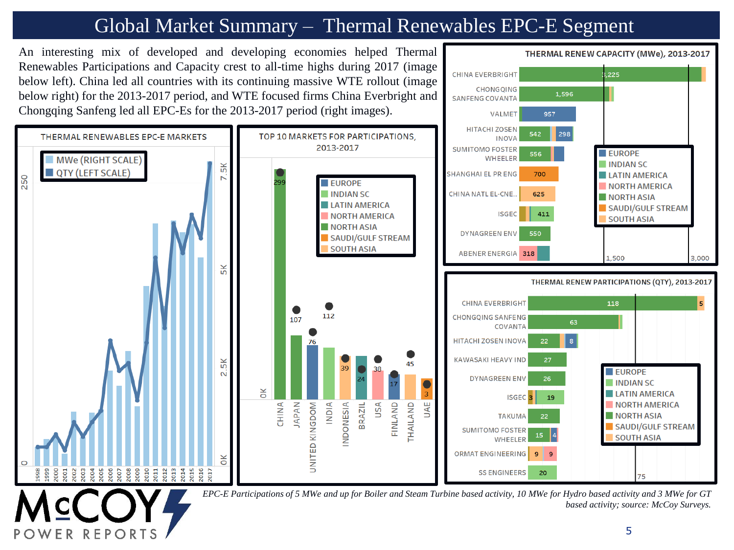# Global Market Summary – Thermal Renewables EPC-E Segment

An interesting mix of developed and developing economies helped Thermal Renewables Participations and Capacity crest to all-time highs during 2017 (image below left). China led all countries with its continuing massive WTE rollout (image below right) for the 2013-2017 period, and WTE focused firms China Everbright and Chongqing Sanfeng led all EPC-Es for the 2013-2017 period (right images).

**THERMAL RENEWABLES EPC-E MARKETS**

**TOP 10 MARKETS FOR PARTICIPATIONS, 2013-2017**

| Market | Participations |
|---|---|
| CHINA | 299 |
| JAPAN | 107 |
| UNITED KINGDOM | 76 |
| INDIA | 112 |
| INDONESIA | 39 |
| BRAZIL | 24 |
| USA | 38 |
| FINLAND | 17 |
| THAILAND | 45 |
| UAE | 3 |

**THERMAL RENEW CAPACITY (MWe), 2013-2017**

| EPC-E | Values |
|---|---|
| CHINA EVERBRIGHT | 3,225 |
| CHONGQING SANFENG COVANTA | 1,596 |
| VALMET | 957 |
| HITACHI ZOSEN INOVA | 542; 298 |
| SUMITOMO FOSTER WHEELER | 556 |
| SHANGHAI EL PR ENG | 700 |
| CHINA NATL EL-CNE.. | 625 |
| ISGEC | 411 |
| DYNAGREEN ENV | 550 |
| ABENER ENERGIA | 318 |

**THERMAL RENEW PARTICIPATIONS (QTY), 2013-2017**

| EPC-E | Values |
|---|---|
| CHINA EVERBRIGHT | 118; 5 |
| CHONGQING SANFENG COVANTA | 63 |
| HITACHI ZOSEN INOVA | 22; 8 |
| KAWASAKI HEAVY IND | 27 |
| DYNAGREEN ENV | 26 |
| ISGEC | 3; 19 |
| TAKUMA | 22 |
| SUMITOMO FOSTER WHEELER | 15; 4 |
| ORMAT ENGINEERING | 9; 9 |
| SS ENGINEERS | 20 |

*EPC-E Participations of 5 MWe and up for Boiler and Steam Turbine based activity, 10 MWe for Hydro based activity and 3 MWe for GT based activity; source: McCoy Surveys.*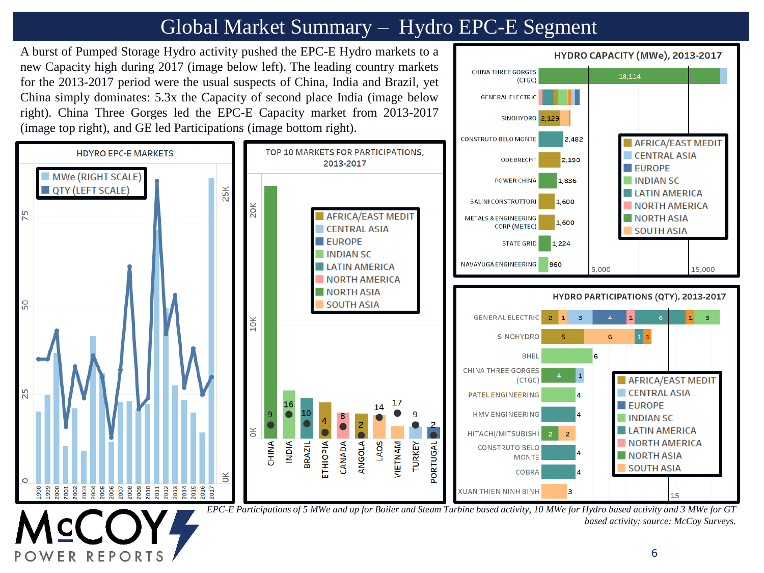# Global Market Summary – Hydro EPC-E Segment

A burst of Pumped Storage Hydro activity pushed the EPC-E Hydro markets to a new Capacity high during 2017 (image below left). The leading country markets for the 2013-2017 period were the usual suspects of China, India and Brazil, yet China simply dominates: 5.3x the Capacity of second place India (image below right). China Three Gorges led the EPC-E Capacity market from 2013-2017 (image top right), and GE led Participations (image bottom right).

HDYRO EPC-E MARKETS

MWe (RIGHT SCALE)
QTY (LEFT SCALE)

0, 25, 50, 75
0K, 25K

1998, 1999, 2000, 2001, 2002, 2003, 2004, 2005, 2006, 2007, 2008, 2009, 2010, 2011, 2012, 2013, 2014, 2015, 2016, 2017

TOP 10 MARKETS FOR PARTICIPATIONS, 2013-2017

AFRICA/EAST MEDIT
CENTRAL ASIA
EUROPE
INDIAN SC
LATIN AMERICA
NORTH AMERICA
NORTH ASIA
SOUTH ASIA

0K, 10K, 20K

CHINA 9, INDIA 16, BRAZIL 10, ETHIOPIA 4, CANADA 8, ANGOLA 2, LAOS 14, VIETNAM 17, TURKEY 9, PORTUGAL 2

HYDRO CAPACITY (MWe), 2013-2017

CHINA THREE GORGES (CTGC) 18,114
GENERAL ELECTRIC
SINOHYDRO 2,129
CONSTRUTO BELO MONTE 2,482
ODEBRECHT 2,190
POWER CHINA 1,836
SALINI CONSTRUTTORI 1,600
METALS & ENGINEERING CORP (METEC) 1,600
STATE GRID 1,224
NAVAYUGA ENGINEERING 960

5,000
15,000

AFRICA/EAST MEDIT
CENTRAL ASIA
EUROPE
INDIAN SC
LATIN AMERICA
NORTH AMERICA
NORTH ASIA
SOUTH ASIA

HYDRO PARTICIPATIONS (QTY), 2013-2017

GENERAL ELECTRIC 2, 1, 3, 4, 1, 6, 1, 3
SINOHYDRO 5, 6, 1, 1
BHEL 6
CHINA THREE GORGES (CTGC) 4, 1
PATEL ENGINEERING 4
HMV ENGINEERING 4
HITACHI/MITSUBISHI 2, 2
CONSTRUTO BELO MONTE 4
COBRA 4
XUAN THIEN NINH BINH 3

15

AFRICA/EAST MEDIT
CENTRAL ASIA
EUROPE
INDIAN SC
LATIN AMERICA
NORTH AMERICA
NORTH ASIA
SOUTH ASIA

*EPC-E Participations of 5 MWe and up for Boiler and Steam Turbine based activity, 10 MWe for Hydro based activity and 3 MWe for GT based activity; source: McCoy Surveys.*

McCOY POWER REPORTS